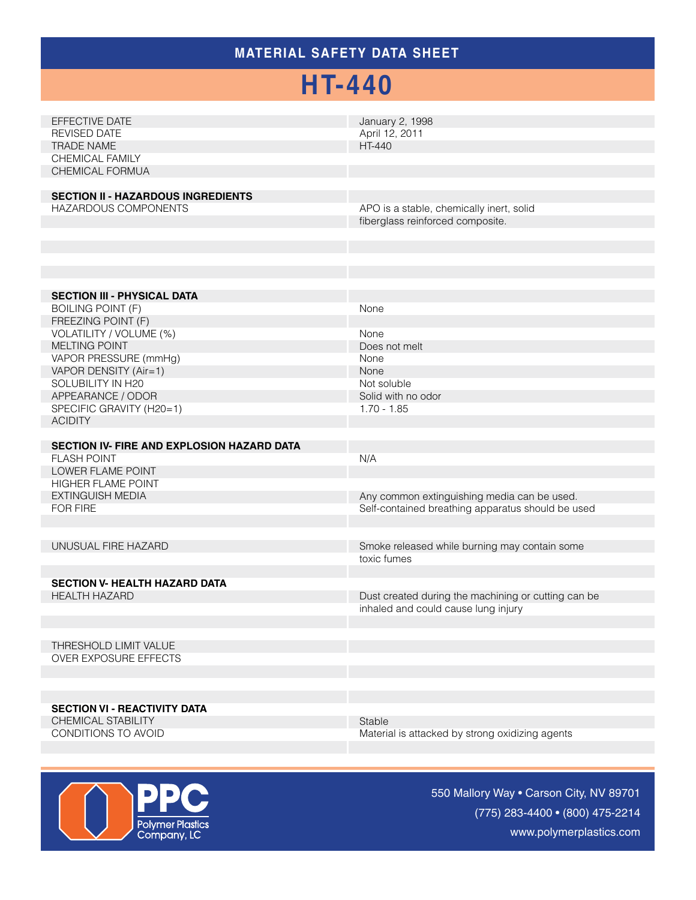# MATERIAL SAFETY DATA SHEET

# HT-440

| | |
|---|---|
| EFFECTIVE DATE | January 2, 1998 |
| REVISED DATE | April 12, 2011 |
| TRADE NAME | HT-440 |
| CHEMICAL FAMILY | |
| CHEMICAL FORMUA | |

| | |
|---|---|
| **SECTION II - HAZARDOUS INGREDIENTS** | |
| HAZARDOUS COMPONENTS | APO is a stable, chemically inert, solid fiberglass reinforced composite. |

| | |
|---|---|
| **SECTION III - PHYSICAL DATA** | |
| BOILING POINT (F) | None |
| FREEZING POINT (F) | |
| VOLATILITY / VOLUME (%) | None |
| MELTING POINT | Does not melt |
| VAPOR PRESSURE (mmHg) | None |
| VAPOR DENSITY (Air=1) | None |
| SOLUBILITY IN H20 | Not soluble |
| APPEARANCE / ODOR | Solid with no odor |
| SPECIFIC GRAVITY (H20=1) | 1.70 - 1.85 |
| ACIDITY | |

| | |
|---|---|
| **SECTION IV- FIRE AND EXPLOSION HAZARD DATA** | |
| FLASH POINT | N/A |
| LOWER FLAME POINT | |
| HIGHER FLAME POINT | |
| EXTINGUISH MEDIA | Any common extinguishing media can be used. |
| FOR FIRE | Self-contained breathing apparatus should be used |
| UNUSUAL FIRE HAZARD | Smoke released while burning may contain some toxic fumes |

| | |
|---|---|
| **SECTION V- HEALTH HAZARD DATA** | |
| HEALTH HAZARD | Dust created during the machining or cutting can be inhaled and could cause lung injury |
| THRESHOLD LIMIT VALUE | |
| OVER EXPOSURE EFFECTS | |

| | |
|---|---|
| **SECTION VI - REACTIVITY DATA** | |
| CHEMICAL STABILITY | Stable |
| CONDITIONS TO AVOID | Material is attacked by strong oxidizing agents |

PPC Polymer Plastics Company, LC

550 Mallory Way • Carson City, NV 89701
(775) 283-4400 • (800) 475-2214
www.polymerplastics.com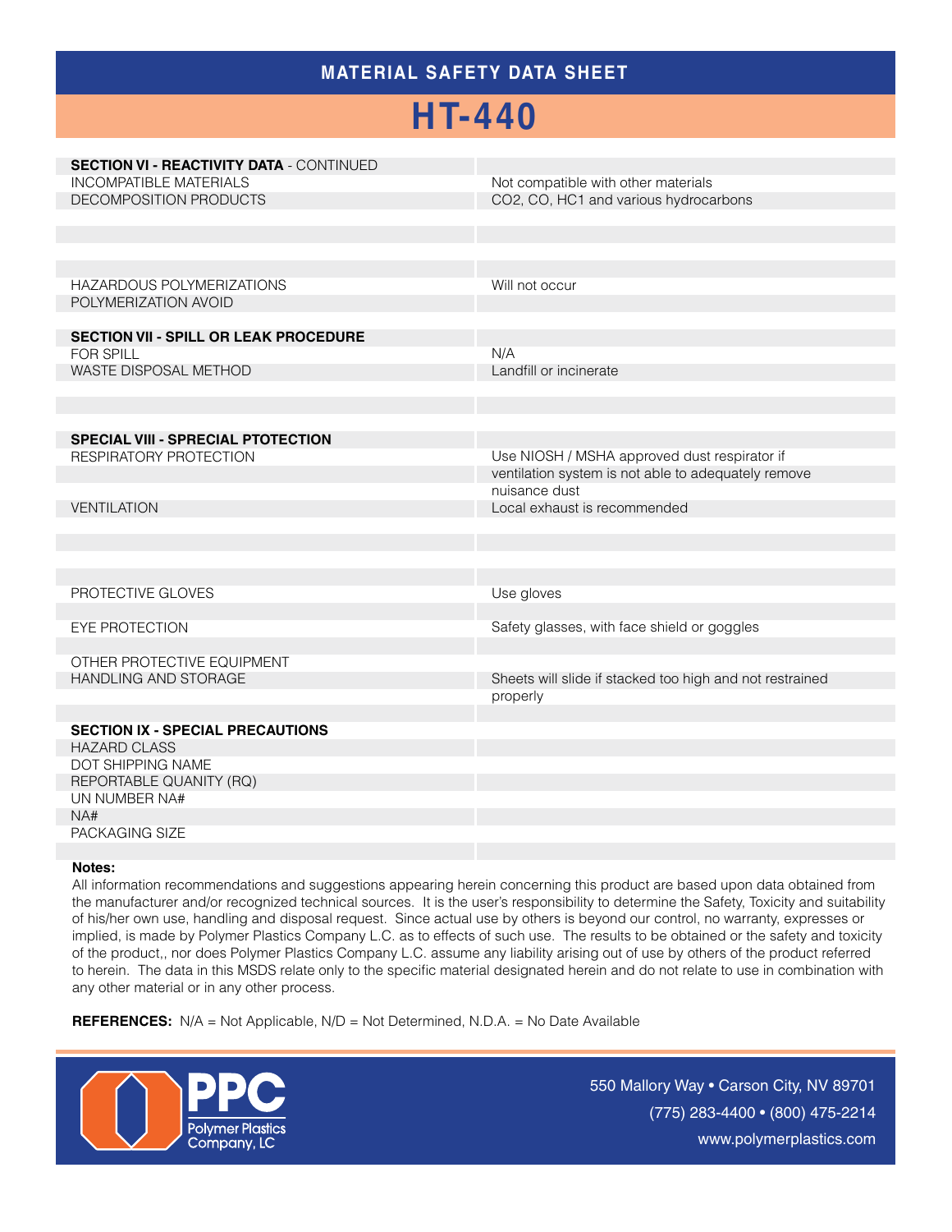## MATERIAL SAFETY DATA SHEET

# HT-440

| | |
|---|---|
| **SECTION VI - REACTIVITY DATA** - CONTINUED | |
| INCOMPATIBLE MATERIALS | Not compatible with other materials |
| DECOMPOSITION PRODUCTS | CO2, CO, HC1 and various hydrocarbons |
| | |
| | |
| | |
| | |
| HAZARDOUS POLYMERIZATIONS | Will not occur |
| POLYMERIZATION AVOID | |
| | |
| **SECTION VII - SPILL OR LEAK PROCEDURE** | |
| FOR SPILL | N/A |
| WASTE DISPOSAL METHOD | Landfill or incinerate |
| | |
| | |
| | |
| **SPECIAL VIII - SPECIAL PTOTECTION** | |
| RESPIRATORY PROTECTION | Use NIOSH / MSHA approved dust respirator if ventilation system is not able to adequately remove nuisance dust |
| VENTILATION | Local exhaust is recommended |
| | |
| | |
| | |
| | |
| PROTECTIVE GLOVES | Use gloves |
| | |
| EYE PROTECTION | Safety glasses, with face shield or goggles |
| | |
| OTHER PROTECTIVE EQUIPMENT | |
| HANDLING AND STORAGE | Sheets will slide if stacked too high and not restrained properly |
| | |
| **SECTION IX - SPECIAL PRECAUTIONS** | |
| HAZARD CLASS | |
| DOT SHIPPING NAME | |
| REPORTABLE QUANITY (RQ) | |
| UN NUMBER NA# | |
| NA# | |
| PACKAGING SIZE | |
| | |

**Notes:**
All information recommendations and suggestions appearing herein concerning this product are based upon data obtained from the manufacturer and/or recognized technical sources. It is the user's responsibility to determine the Safety, Toxicity and suitability of his/her own use, handling and disposal request. Since actual use by others is beyond our control, no warranty, expresses or implied, is made by Polymer Plastics Company L.C. as to effects of such use. The results to be obtained or the safety and toxicity of the product,, nor does Polymer Plastics Company L.C. assume any liability arising out of use by others of the product referred to herein. The data in this MSDS relate only to the specific material designated herein and do not relate to use in combination with any other material or in any other process.

**REFERENCES:** N/A = Not Applicable, N/D = Not Determined, N.D.A. = No Date Available

PPC Polymer Plastics Company, LC

550 Mallory Way • Carson City, NV 89701
(775) 283-4400 • (800) 475-2214
www.polymerplastics.com